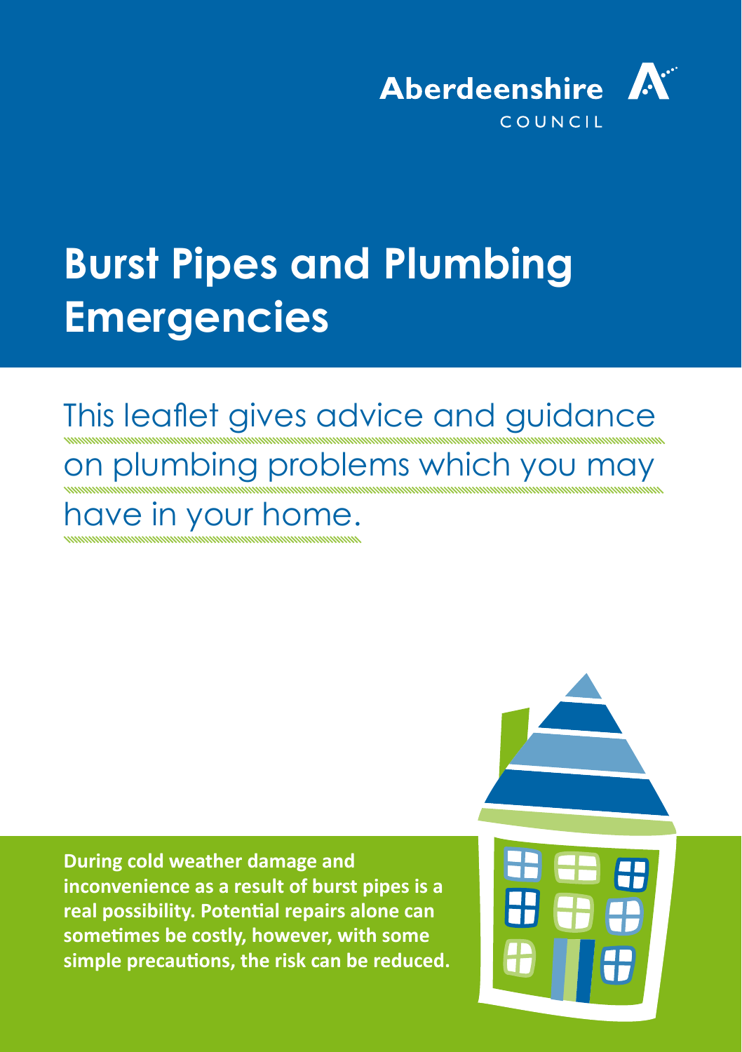Aberdeenshire COUNCIL

# Burst Pipes and Plumbing Emergencies

This leaflet gives advice and guidance on plumbing problems which you may have in your home.

**During cold weather damage and inconvenience as a result of burst pipes is a real possibility. Potential repairs alone can sometimes be costly, however, with some simple precautions, the risk can be reduced.**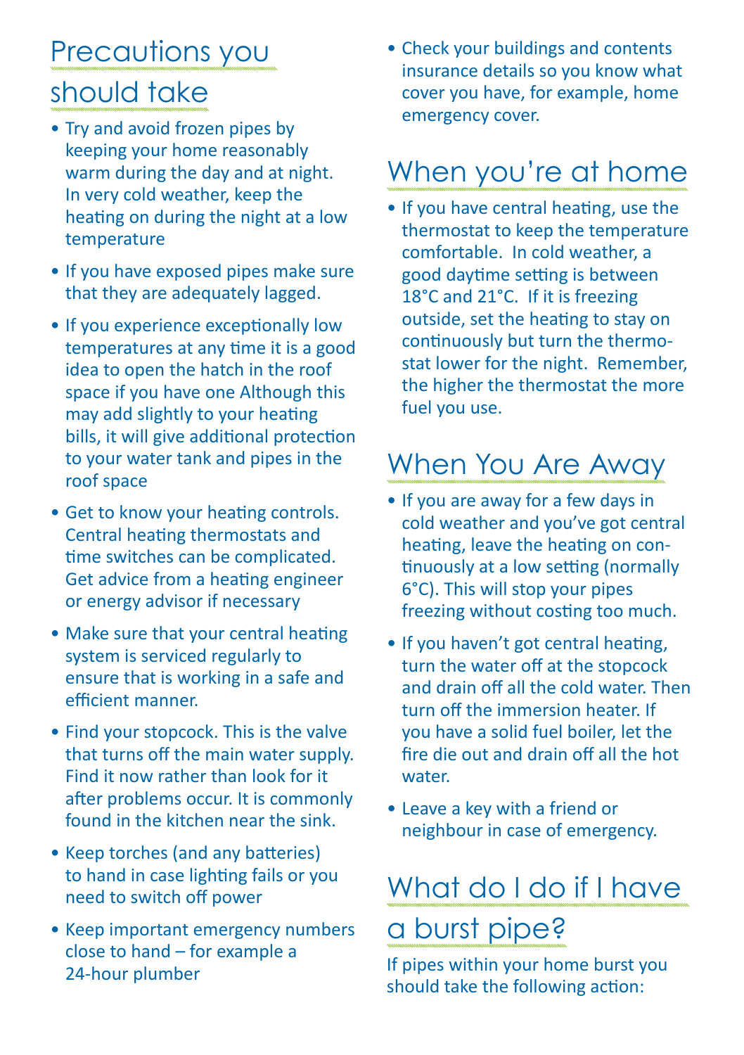## Precautions you should take

- Try and avoid frozen pipes by keeping your home reasonably warm during the day and at night. In very cold weather, keep the heating on during the night at a low temperature
- If you have exposed pipes make sure that they are adequately lagged.
- If you experience exceptionally low temperatures at any time it is a good idea to open the hatch in the roof space if you have one Although this may add slightly to your heating bills, it will give additional protection to your water tank and pipes in the roof space
- Get to know your heating controls. Central heating thermostats and time switches can be complicated. Get advice from a heating engineer or energy advisor if necessary
- Make sure that your central heating system is serviced regularly to ensure that is working in a safe and efficient manner.
- Find your stopcock. This is the valve that turns off the main water supply. Find it now rather than look for it after problems occur. It is commonly found in the kitchen near the sink.
- Keep torches (and any batteries) to hand in case lighting fails or you need to switch off power
- Keep important emergency numbers close to hand – for example a 24-hour plumber
- Check your buildings and contents insurance details so you know what cover you have, for example, home emergency cover.

## When you're at home

- If you have central heating, use the thermostat to keep the temperature comfortable. In cold weather, a good daytime setting is between 18°C and 21°C. If it is freezing outside, set the heating to stay on continuously but turn the thermostat lower for the night. Remember, the higher the thermostat the more fuel you use.

## When You Are Away

- If you are away for a few days in cold weather and you've got central heating, leave the heating on continuously at a low setting (normally 6°C). This will stop your pipes freezing without costing too much.
- If you haven't got central heating, turn the water off at the stopcock and drain off all the cold water. Then turn off the immersion heater. If you have a solid fuel boiler, let the fire die out and drain off all the hot water.
- Leave a key with a friend or neighbour in case of emergency.

## What do I do if I have a burst pipe?

If pipes within your home burst you should take the following action: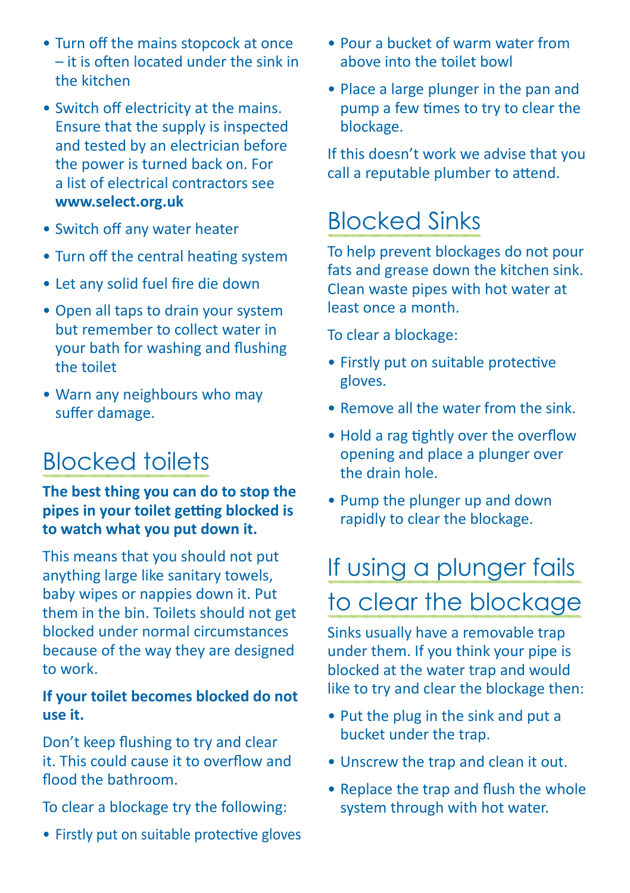- Turn off the mains stopcock at once – it is often located under the sink in the kitchen
- Switch off electricity at the mains. Ensure that the supply is inspected and tested by an electrician before the power is turned back on. For a list of electrical contractors see **www.select.org.uk**
- Switch off any water heater
- Turn off the central heating system
- Let any solid fuel fire die down
- Open all taps to drain your system but remember to collect water in your bath for washing and flushing the toilet
- Warn any neighbours who may suffer damage.

## Blocked toilets

**The best thing you can do to stop the pipes in your toilet getting blocked is to watch what you put down it.**

This means that you should not put anything large like sanitary towels, baby wipes or nappies down it. Put them in the bin. Toilets should not get blocked under normal circumstances because of the way they are designed to work.

**If your toilet becomes blocked do not use it.**

Don't keep flushing to try and clear it. This could cause it to overflow and flood the bathroom.

To clear a blockage try the following:

- Firstly put on suitable protective gloves
- Pour a bucket of warm water from above into the toilet bowl
- Place a large plunger in the pan and pump a few times to try to clear the blockage.

If this doesn't work we advise that you call a reputable plumber to attend.

## Blocked Sinks

To help prevent blockages do not pour fats and grease down the kitchen sink. Clean waste pipes with hot water at least once a month.

To clear a blockage:

- Firstly put on suitable protective gloves.
- Remove all the water from the sink.
- Hold a rag tightly over the overflow opening and place a plunger over the drain hole.
- Pump the plunger up and down rapidly to clear the blockage.

## If using a plunger fails to clear the blockage

Sinks usually have a removable trap under them. If you think your pipe is blocked at the water trap and would like to try and clear the blockage then:

- Put the plug in the sink and put a bucket under the trap.
- Unscrew the trap and clean it out.
- Replace the trap and flush the whole system through with hot water.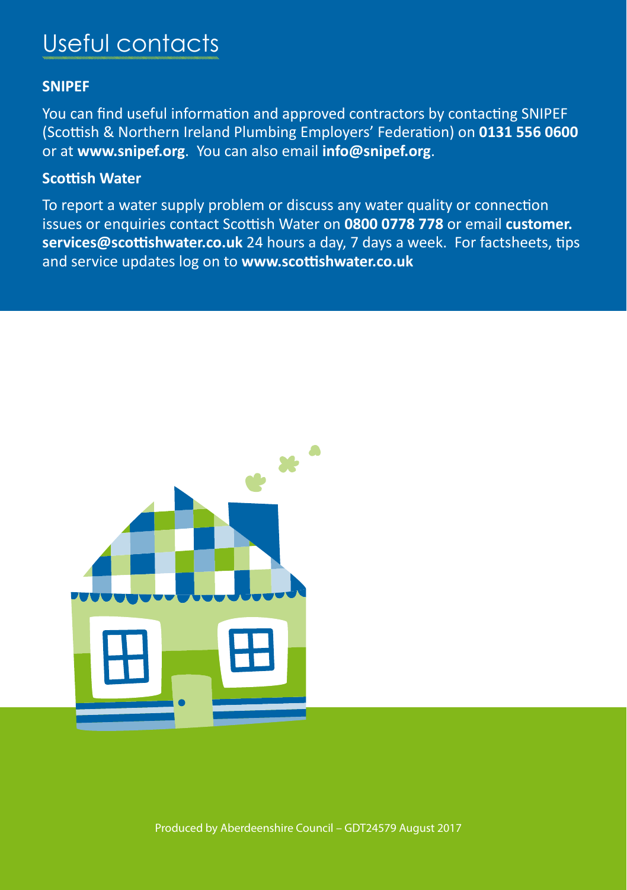# Useful contacts

### SNIPEF

You can find useful information and approved contractors by contacting SNIPEF (Scottish & Northern Ireland Plumbing Employers' Federation) on **0131 556 0600** or at **www.snipef.org**. You can also email **info@snipef.org**.

### Scottish Water

To report a water supply problem or discuss any water quality or connection issues or enquiries contact Scottish Water on **0800 0778 778** or email **customer.services@scottishwater.co.uk** 24 hours a day, 7 days a week. For factsheets, tips and service updates log on to **www.scottishwater.co.uk**

Produced by Aberdeenshire Council – GDT24579 August 2017